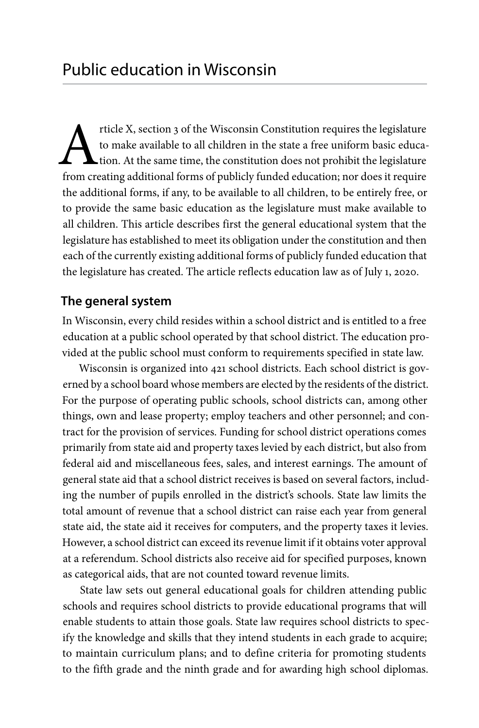# Public education in Wisconsin

Article X, section 3 of the Wisconsin Constitution requires the legislature to make available to all children in the state a free uniform basic education. At the same time, the constitution does not prohibit the legislature from creating additional forms of publicly funded education; nor does it require the additional forms, if any, to be available to all children, to be entirely free, or to provide the same basic education as the legislature must make available to all children. This article describes first the general educational system that the legislature has established to meet its obligation under the constitution and then each of the currently existing additional forms of publicly funded education that the legislature has created. The article reflects education law as of July 1, 2020.

## The general system

In Wisconsin, every child resides within a school district and is entitled to a free education at a public school operated by that school district. The education provided at the public school must conform to requirements specified in state law.

Wisconsin is organized into 421 school districts. Each school district is governed by a school board whose members are elected by the residents of the district. For the purpose of operating public schools, school districts can, among other things, own and lease property; employ teachers and other personnel; and contract for the provision of services. Funding for school district operations comes primarily from state aid and property taxes levied by each district, but also from federal aid and miscellaneous fees, sales, and interest earnings. The amount of general state aid that a school district receives is based on several factors, including the number of pupils enrolled in the district's schools. State law limits the total amount of revenue that a school district can raise each year from general state aid, the state aid it receives for computers, and the property taxes it levies. However, a school district can exceed its revenue limit if it obtains voter approval at a referendum. School districts also receive aid for specified purposes, known as categorical aids, that are not counted toward revenue limits.

State law sets out general educational goals for children attending public schools and requires school districts to provide educational programs that will enable students to attain those goals. State law requires school districts to specify the knowledge and skills that they intend students in each grade to acquire; to maintain curriculum plans; and to define criteria for promoting students to the fifth grade and the ninth grade and for awarding high school diplomas.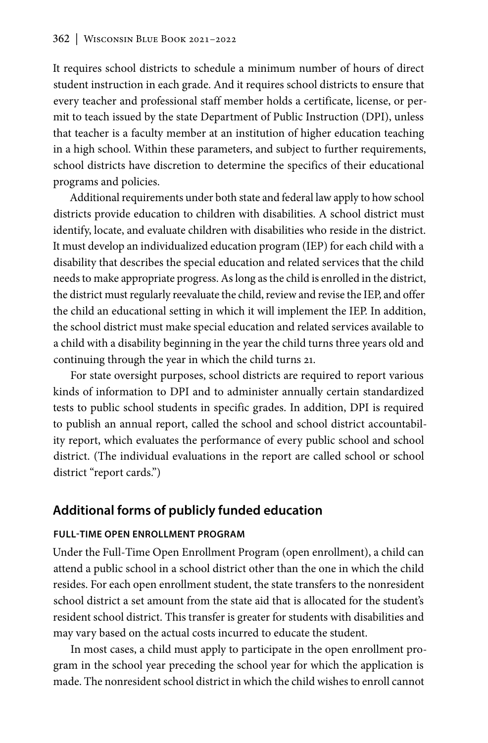It requires school districts to schedule a minimum number of hours of direct student instruction in each grade. And it requires school districts to ensure that every teacher and professional staff member holds a certificate, license, or permit to teach issued by the state Department of Public Instruction (DPI), unless that teacher is a faculty member at an institution of higher education teaching in a high school. Within these parameters, and subject to further requirements, school districts have discretion to determine the specifics of their educational programs and policies.

Additional requirements under both state and federal law apply to how school districts provide education to children with disabilities. A school district must identify, locate, and evaluate children with disabilities who reside in the district. It must develop an individualized education program (IEP) for each child with a disability that describes the special education and related services that the child needs to make appropriate progress. As long as the child is enrolled in the district, the district must regularly reevaluate the child, review and revise the IEP, and offer the child an educational setting in which it will implement the IEP. In addition, the school district must make special education and related services available to a child with a disability beginning in the year the child turns three years old and continuing through the year in which the child turns 21.

For state oversight purposes, school districts are required to report various kinds of information to DPI and to administer annually certain standardized tests to public school students in specific grades. In addition, DPI is required to publish an annual report, called the school and school district accountability report, which evaluates the performance of every public school and school district. (The individual evaluations in the report are called school or school district "report cards.")

## Additional forms of publicly funded education

### FULL-TIME OPEN ENROLLMENT PROGRAM

Under the Full-Time Open Enrollment Program (open enrollment), a child can attend a public school in a school district other than the one in which the child resides. For each open enrollment student, the state transfers to the nonresident school district a set amount from the state aid that is allocated for the student's resident school district. This transfer is greater for students with disabilities and may vary based on the actual costs incurred to educate the student.

In most cases, a child must apply to participate in the open enrollment program in the school year preceding the school year for which the application is made. The nonresident school district in which the child wishes to enroll cannot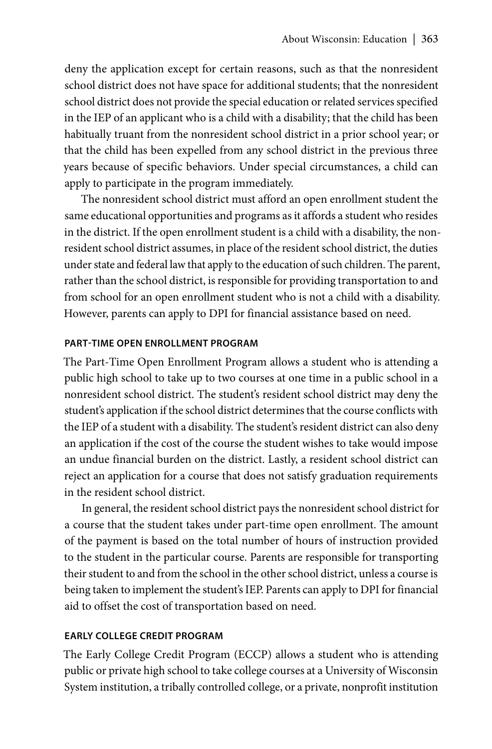deny the application except for certain reasons, such as that the nonresident school district does not have space for additional students; that the nonresident school district does not provide the special education or related services specified in the IEP of an applicant who is a child with a disability; that the child has been habitually truant from the nonresident school district in a prior school year; or that the child has been expelled from any school district in the previous three years because of specific behaviors. Under special circumstances, a child can apply to participate in the program immediately.

The nonresident school district must afford an open enrollment student the same educational opportunities and programs as it affords a student who resides in the district. If the open enrollment student is a child with a disability, the nonresident school district assumes, in place of the resident school district, the duties under state and federal law that apply to the education of such children. The parent, rather than the school district, is responsible for providing transportation to and from school for an open enrollment student who is not a child with a disability. However, parents can apply to DPI for financial assistance based on need.

#### PART-TIME OPEN ENROLLMENT PROGRAM

The Part-Time Open Enrollment Program allows a student who is attending a public high school to take up to two courses at one time in a public school in a nonresident school district. The student's resident school district may deny the student's application if the school district determines that the course conflicts with the IEP of a student with a disability. The student's resident district can also deny an application if the cost of the course the student wishes to take would impose an undue financial burden on the district. Lastly, a resident school district can reject an application for a course that does not satisfy graduation requirements in the resident school district.

In general, the resident school district pays the nonresident school district for a course that the student takes under part-time open enrollment. The amount of the payment is based on the total number of hours of instruction provided to the student in the particular course. Parents are responsible for transporting their student to and from the school in the other school district, unless a course is being taken to implement the student's IEP. Parents can apply to DPI for financial aid to offset the cost of transportation based on need.

#### EARLY COLLEGE CREDIT PROGRAM

The Early College Credit Program (ECCP) allows a student who is attending public or private high school to take college courses at a University of Wisconsin System institution, a tribally controlled college, or a private, nonprofit institution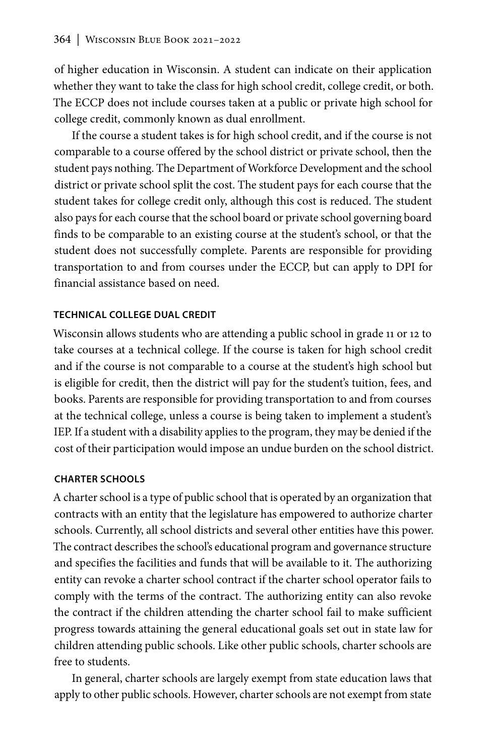of higher education in Wisconsin. A student can indicate on their application whether they want to take the class for high school credit, college credit, or both. The ECCP does not include courses taken at a public or private high school for college credit, commonly known as dual enrollment.

If the course a student takes is for high school credit, and if the course is not comparable to a course offered by the school district or private school, then the student pays nothing. The Department of Workforce Development and the school district or private school split the cost. The student pays for each course that the student takes for college credit only, although this cost is reduced. The student also pays for each course that the school board or private school governing board finds to be comparable to an existing course at the student's school, or that the student does not successfully complete. Parents are responsible for providing transportation to and from courses under the ECCP, but can apply to DPI for financial assistance based on need.

#### TECHNICAL COLLEGE DUAL CREDIT

Wisconsin allows students who are attending a public school in grade 11 or 12 to take courses at a technical college. If the course is taken for high school credit and if the course is not comparable to a course at the student's high school but is eligible for credit, then the district will pay for the student's tuition, fees, and books. Parents are responsible for providing transportation to and from courses at the technical college, unless a course is being taken to implement a student's IEP. If a student with a disability applies to the program, they may be denied if the cost of their participation would impose an undue burden on the school district.

#### CHARTER SCHOOLS

A charter school is a type of public school that is operated by an organization that contracts with an entity that the legislature has empowered to authorize charter schools. Currently, all school districts and several other entities have this power. The contract describes the school's educational program and governance structure and specifies the facilities and funds that will be available to it. The authorizing entity can revoke a charter school contract if the charter school operator fails to comply with the terms of the contract. The authorizing entity can also revoke the contract if the children attending the charter school fail to make sufficient progress towards attaining the general educational goals set out in state law for children attending public schools. Like other public schools, charter schools are free to students.

In general, charter schools are largely exempt from state education laws that apply to other public schools. However, charter schools are not exempt from state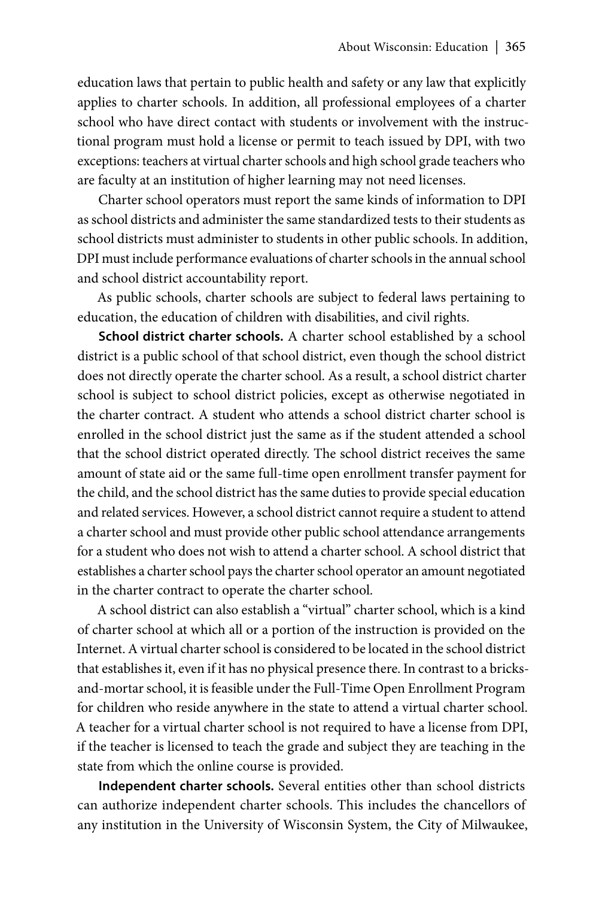education laws that pertain to public health and safety or any law that explicitly applies to charter schools. In addition, all professional employees of a charter school who have direct contact with students or involvement with the instructional program must hold a license or permit to teach issued by DPI, with two exceptions: teachers at virtual charter schools and high school grade teachers who are faculty at an institution of higher learning may not need licenses.

Charter school operators must report the same kinds of information to DPI as school districts and administer the same standardized tests to their students as school districts must administer to students in other public schools. In addition, DPI must include performance evaluations of charter schools in the annual school and school district accountability report.

As public schools, charter schools are subject to federal laws pertaining to education, the education of children with disabilities, and civil rights.

**School district charter schools.** A charter school established by a school district is a public school of that school district, even though the school district does not directly operate the charter school. As a result, a school district charter school is subject to school district policies, except as otherwise negotiated in the charter contract. A student who attends a school district charter school is enrolled in the school district just the same as if the student attended a school that the school district operated directly. The school district receives the same amount of state aid or the same full-time open enrollment transfer payment for the child, and the school district has the same duties to provide special education and related services. However, a school district cannot require a student to attend a charter school and must provide other public school attendance arrangements for a student who does not wish to attend a charter school. A school district that establishes a charter school pays the charter school operator an amount negotiated in the charter contract to operate the charter school.

A school district can also establish a "virtual" charter school, which is a kind of charter school at which all or a portion of the instruction is provided on the Internet. A virtual charter school is considered to be located in the school district that establishes it, even if it has no physical presence there. In contrast to a bricks-and-mortar school, it is feasible under the Full-Time Open Enrollment Program for children who reside anywhere in the state to attend a virtual charter school. A teacher for a virtual charter school is not required to have a license from DPI, if the teacher is licensed to teach the grade and subject they are teaching in the state from which the online course is provided.

**Independent charter schools.** Several entities other than school districts can authorize independent charter schools. This includes the chancellors of any institution in the University of Wisconsin System, the City of Milwaukee,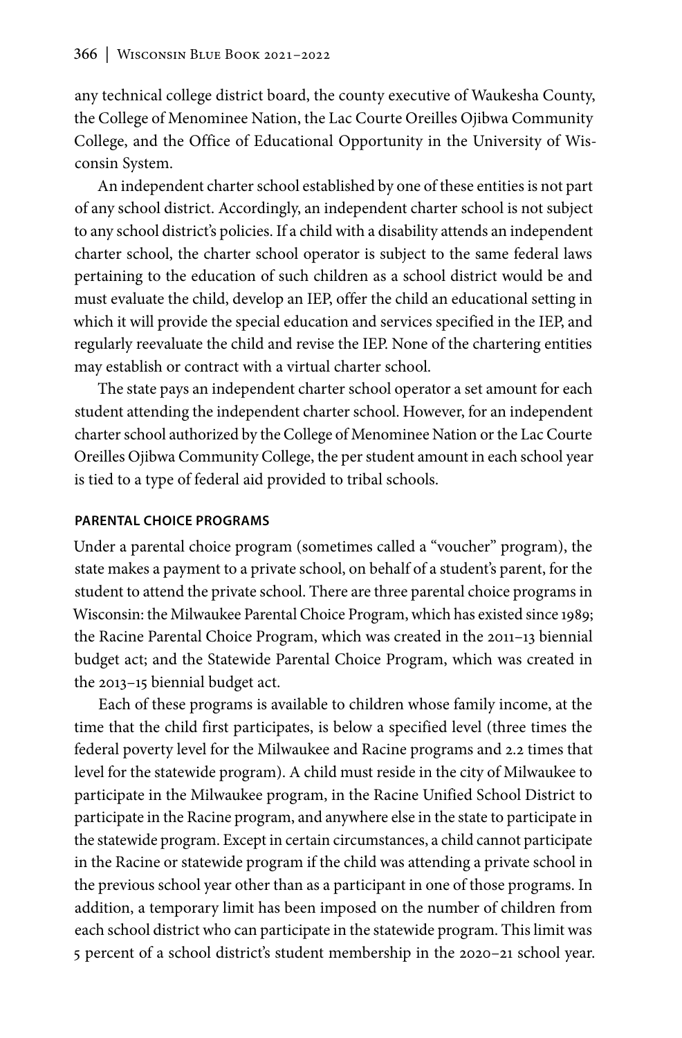any technical college district board, the county executive of Waukesha County, the College of Menominee Nation, the Lac Courte Oreilles Ojibwa Community College, and the Office of Educational Opportunity in the University of Wisconsin System.

An independent charter school established by one of these entities is not part of any school district. Accordingly, an independent charter school is not subject to any school district's policies. If a child with a disability attends an independent charter school, the charter school operator is subject to the same federal laws pertaining to the education of such children as a school district would be and must evaluate the child, develop an IEP, offer the child an educational setting in which it will provide the special education and services specified in the IEP, and regularly reevaluate the child and revise the IEP. None of the chartering entities may establish or contract with a virtual charter school.

The state pays an independent charter school operator a set amount for each student attending the independent charter school. However, for an independent charter school authorized by the College of Menominee Nation or the Lac Courte Oreilles Ojibwa Community College, the per student amount in each school year is tied to a type of federal aid provided to tribal schools.

#### PARENTAL CHOICE PROGRAMS

Under a parental choice program (sometimes called a "voucher" program), the state makes a payment to a private school, on behalf of a student's parent, for the student to attend the private school. There are three parental choice programs in Wisconsin: the Milwaukee Parental Choice Program, which has existed since 1989; the Racine Parental Choice Program, which was created in the 2011–13 biennial budget act; and the Statewide Parental Choice Program, which was created in the 2013–15 biennial budget act.

Each of these programs is available to children whose family income, at the time that the child first participates, is below a specified level (three times the federal poverty level for the Milwaukee and Racine programs and 2.2 times that level for the statewide program). A child must reside in the city of Milwaukee to participate in the Milwaukee program, in the Racine Unified School District to participate in the Racine program, and anywhere else in the state to participate in the statewide program. Except in certain circumstances, a child cannot participate in the Racine or statewide program if the child was attending a private school in the previous school year other than as a participant in one of those programs. In addition, a temporary limit has been imposed on the number of children from each school district who can participate in the statewide program. This limit was 5 percent of a school district's student membership in the 2020–21 school year.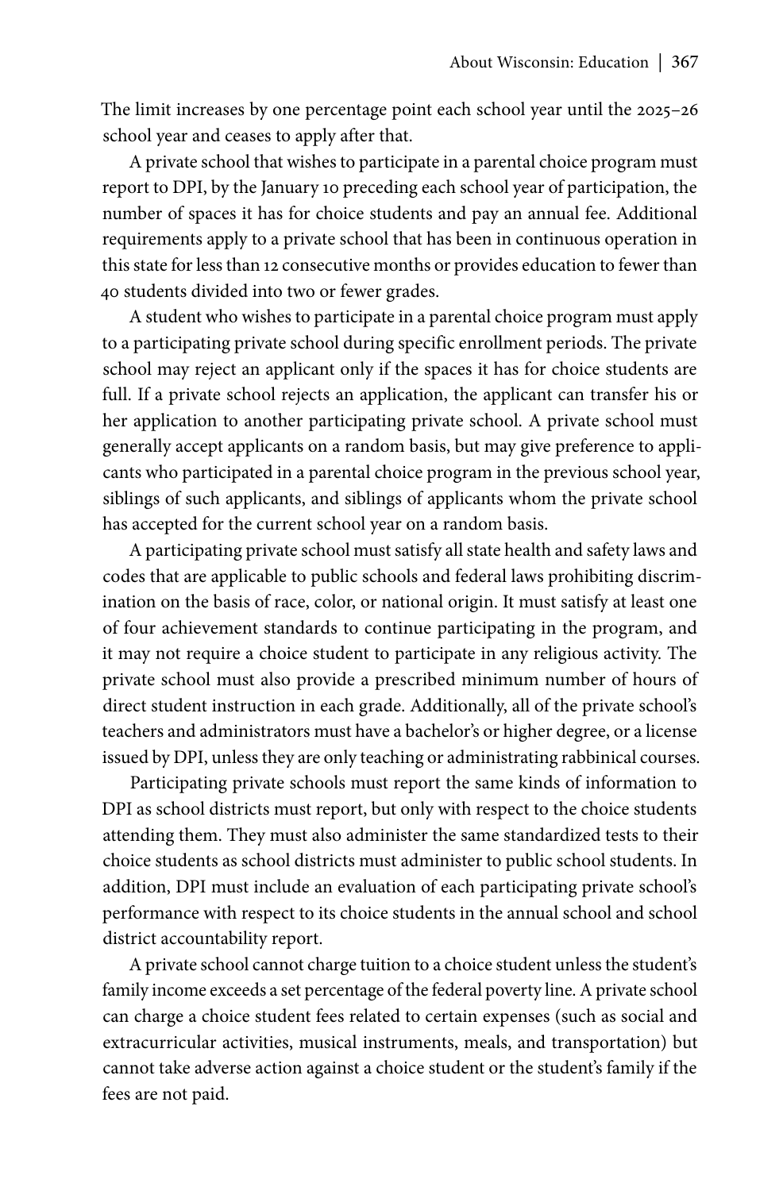The limit increases by one percentage point each school year until the 2025–26 school year and ceases to apply after that.

A private school that wishes to participate in a parental choice program must report to DPI, by the January 10 preceding each school year of participation, the number of spaces it has for choice students and pay an annual fee. Additional requirements apply to a private school that has been in continuous operation in this state for less than 12 consecutive months or provides education to fewer than 40 students divided into two or fewer grades.

A student who wishes to participate in a parental choice program must apply to a participating private school during specific enrollment periods. The private school may reject an applicant only if the spaces it has for choice students are full. If a private school rejects an application, the applicant can transfer his or her application to another participating private school. A private school must generally accept applicants on a random basis, but may give preference to applicants who participated in a parental choice program in the previous school year, siblings of such applicants, and siblings of applicants whom the private school has accepted for the current school year on a random basis.

A participating private school must satisfy all state health and safety laws and codes that are applicable to public schools and federal laws prohibiting discrimination on the basis of race, color, or national origin. It must satisfy at least one of four achievement standards to continue participating in the program, and it may not require a choice student to participate in any religious activity. The private school must also provide a prescribed minimum number of hours of direct student instruction in each grade. Additionally, all of the private school's teachers and administrators must have a bachelor's or higher degree, or a license issued by DPI, unless they are only teaching or administrating rabbinical courses.

Participating private schools must report the same kinds of information to DPI as school districts must report, but only with respect to the choice students attending them. They must also administer the same standardized tests to their choice students as school districts must administer to public school students. In addition, DPI must include an evaluation of each participating private school's performance with respect to its choice students in the annual school and school district accountability report.

A private school cannot charge tuition to a choice student unless the student's family income exceeds a set percentage of the federal poverty line. A private school can charge a choice student fees related to certain expenses (such as social and extracurricular activities, musical instruments, meals, and transportation) but cannot take adverse action against a choice student or the student's family if the fees are not paid.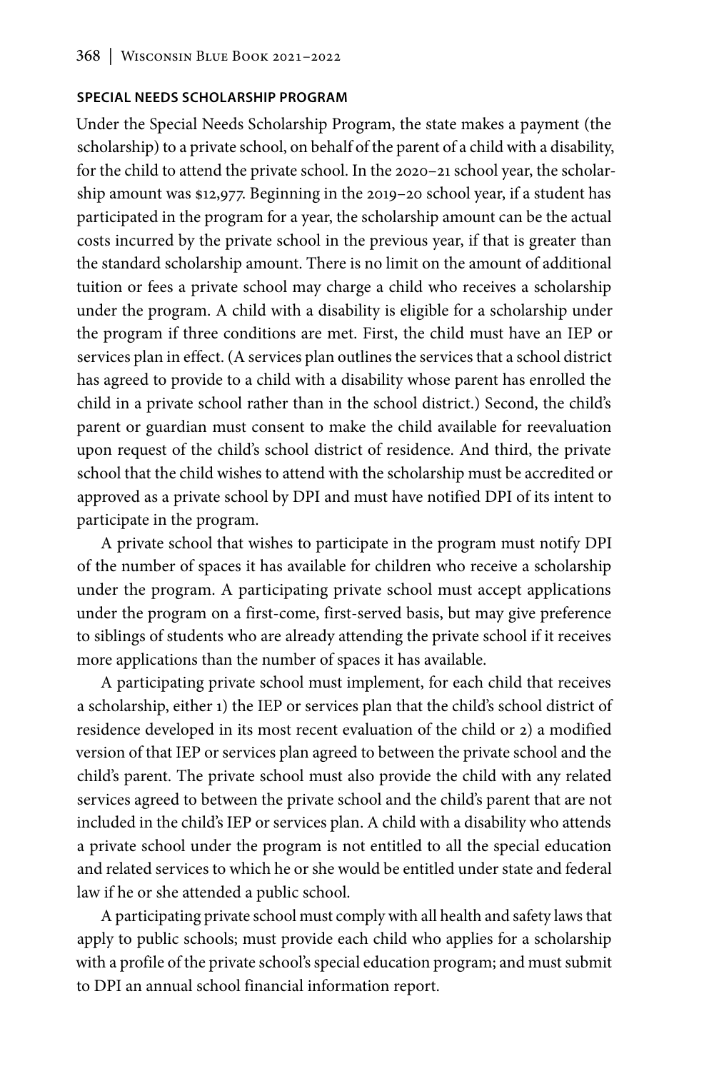### SPECIAL NEEDS SCHOLARSHIP PROGRAM

Under the Special Needs Scholarship Program, the state makes a payment (the scholarship) to a private school, on behalf of the parent of a child with a disability, for the child to attend the private school. In the 2020–21 school year, the scholarship amount was $12,977. Beginning in the 2019–20 school year, if a student has participated in the program for a year, the scholarship amount can be the actual costs incurred by the private school in the previous year, if that is greater than the standard scholarship amount. There is no limit on the amount of additional tuition or fees a private school may charge a child who receives a scholarship under the program. A child with a disability is eligible for a scholarship under the program if three conditions are met. First, the child must have an IEP or services plan in effect. (A services plan outlines the services that a school district has agreed to provide to a child with a disability whose parent has enrolled the child in a private school rather than in the school district.) Second, the child's parent or guardian must consent to make the child available for reevaluation upon request of the child's school district of residence. And third, the private school that the child wishes to attend with the scholarship must be accredited or approved as a private school by DPI and must have notified DPI of its intent to participate in the program.

A private school that wishes to participate in the program must notify DPI of the number of spaces it has available for children who receive a scholarship under the program. A participating private school must accept applications under the program on a first-come, first-served basis, but may give preference to siblings of students who are already attending the private school if it receives more applications than the number of spaces it has available.

A participating private school must implement, for each child that receives a scholarship, either 1) the IEP or services plan that the child's school district of residence developed in its most recent evaluation of the child or 2) a modified version of that IEP or services plan agreed to between the private school and the child's parent. The private school must also provide the child with any related services agreed to between the private school and the child's parent that are not included in the child's IEP or services plan. A child with a disability who attends a private school under the program is not entitled to all the special education and related services to which he or she would be entitled under state and federal law if he or she attended a public school.

A participating private school must comply with all health and safety laws that apply to public schools; must provide each child who applies for a scholarship with a profile of the private school's special education program; and must submit to DPI an annual school financial information report.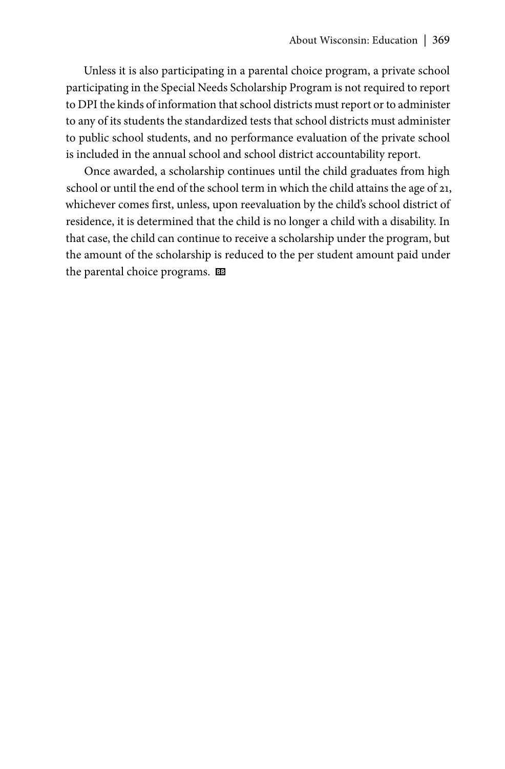Unless it is also participating in a parental choice program, a private school participating in the Special Needs Scholarship Program is not required to report to DPI the kinds of information that school districts must report or to administer to any of its students the standardized tests that school districts must administer to public school students, and no performance evaluation of the private school is included in the annual school and school district accountability report.

Once awarded, a scholarship continues until the child graduates from high school or until the end of the school term in which the child attains the age of 21, whichever comes first, unless, upon reevaluation by the child's school district of residence, it is determined that the child is no longer a child with a disability. In that case, the child can continue to receive a scholarship under the program, but the amount of the scholarship is reduced to the per student amount paid under the parental choice programs.